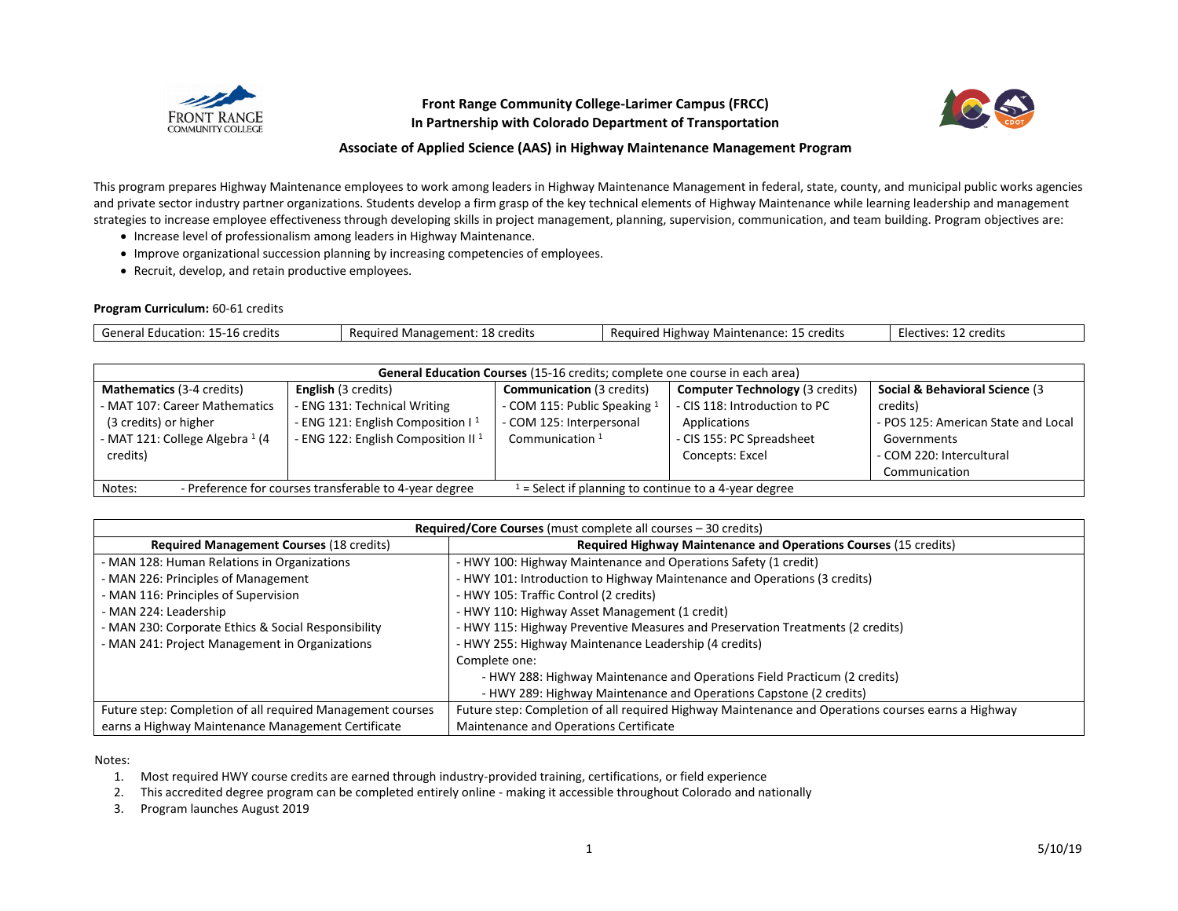# Front Range Community College-Larimer Campus (FRCC)
# In Partnership with Colorado Department of Transportation

## Associate of Applied Science (AAS) in Highway Maintenance Management Program

This program prepares Highway Maintenance employees to work among leaders in Highway Maintenance Management in federal, state, county, and municipal public works agencies and private sector industry partner organizations. Students develop a firm grasp of the key technical elements of Highway Maintenance while learning leadership and management strategies to increase employee effectiveness through developing skills in project management, planning, supervision, communication, and team building. Program objectives are:

- Increase level of professionalism among leaders in Highway Maintenance.
- Improve organizational succession planning by increasing competencies of employees.
- Recruit, develop, and retain productive employees.

**Program Curriculum:** 60-61 credits

| General Education: 15-16 credits | Required Management: 18 credits | Required Highway Maintenance: 15 credits | Electives: 12 credits |
|---|---|---|---|

| **General Education Courses** (15-16 credits; complete one course in each area) | | | | |
|---|---|---|---|---|
| **Mathematics** (3-4 credits) | **English** (3 credits) | **Communication** (3 credits) | **Computer Technology** (3 credits) | **Social & Behavioral Science** (3 credits) |
| - MAT 107: Career Mathematics (3 credits) or higher<br>- MAT 121: College Algebra [1] (4 credits) | - ENG 131: Technical Writing<br>- ENG 121: English Composition I [1]<br>- ENG 122: English Composition II [1] | - COM 115: Public Speaking [1]<br>- COM 125: Interpersonal Communication [1] | - CIS 118: Introduction to PC Applications<br>- CIS 155: PC Spreadsheet Concepts: Excel | - POS 125: American State and Local Governments<br>- COM 220: Intercultural Communication |
| Notes: - Preference for courses transferable to 4-year degree | [1] = Select if planning to continue to a 4-year degree | | | |

| **Required/Core Courses** (must complete all courses – 30 credits) | |
|---|---|
| **Required Management Courses** (18 credits) | **Required Highway Maintenance and Operations Courses** (15 credits) |
| - MAN 128: Human Relations in Organizations | - HWY 100: Highway Maintenance and Operations Safety (1 credit) |
| - MAN 226: Principles of Management | - HWY 101: Introduction to Highway Maintenance and Operations (3 credits) |
| - MAN 116: Principles of Supervision | - HWY 105: Traffic Control (2 credits) |
| - MAN 224: Leadership | - HWY 110: Highway Asset Management (1 credit) |
| - MAN 230: Corporate Ethics & Social Responsibility | - HWY 115: Highway Preventive Measures and Preservation Treatments (2 credits) |
| - MAN 241: Project Management in Organizations | - HWY 255: Highway Maintenance Leadership (4 credits) |
| | Complete one:<br>- HWY 288: Highway Maintenance and Operations Field Practicum (2 credits)<br>- HWY 289: Highway Maintenance and Operations Capstone (2 credits) |
| Future step: Completion of all required Management courses earns a Highway Maintenance Management Certificate | Future step: Completion of all required Highway Maintenance and Operations courses earns a Highway Maintenance and Operations Certificate |

Notes:

1. Most required HWY course credits are earned through industry-provided training, certifications, or field experience
2. This accredited degree program can be completed entirely online - making it accessible throughout Colorado and nationally
3. Program launches August 2019

5/10/19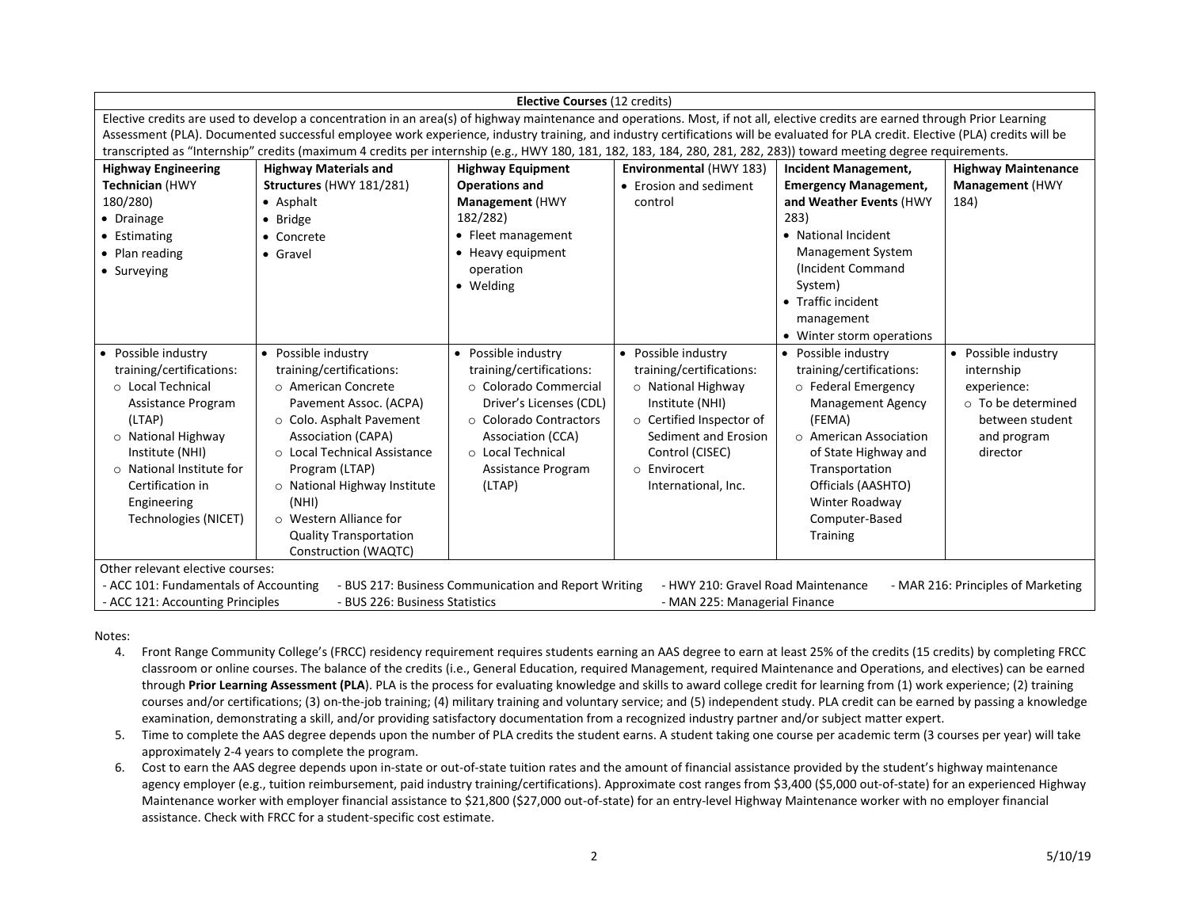| **Elective Courses** (12 credits) | | | | | |
|---|---|---|---|---|---|
| Elective credits are used to develop a concentration in an area(s) of highway maintenance and operations. Most, if not all, elective credits are earned through Prior Learning Assessment (PLA). Documented successful employee work experience, industry training, and industry certifications will be evaluated for PLA credit. Elective (PLA) credits will be transcripted as "Internship" credits (maximum 4 credits per internship (e.g., HWY 180, 181, 182, 183, 184, 280, 281, 282, 283)) toward meeting degree requirements. | | | | | |
| **Highway Engineering Technician** (HWY 180/280)<br>• Drainage<br>• Estimating<br>• Plan reading<br>• Surveying | **Highway Materials and Structures** (HWY 181/281)<br>• Asphalt<br>• Bridge<br>• Concrete<br>• Gravel | **Highway Equipment Operations and Management** (HWY 182/282)<br>• Fleet management<br>• Heavy equipment operation<br>• Welding | **Environmental** (HWY 183)<br>• Erosion and sediment control | **Incident Management, Emergency Management, and Weather Events** (HWY 283)<br>• National Incident Management System (Incident Command System)<br>• Traffic incident management<br>• Winter storm operations | **Highway Maintenance Management** (HWY 184) |
| • Possible industry training/certifications:<br>○ Local Technical Assistance Program (LTAP)<br>○ National Highway Institute (NHI)<br>○ National Institute for Certification in Engineering Technologies (NICET) | • Possible industry training/certifications:<br>○ American Concrete Pavement Assoc. (ACPA)<br>○ Colo. Asphalt Pavement Association (CAPA)<br>○ Local Technical Assistance Program (LTAP)<br>○ National Highway Institute (NHI)<br>○ Western Alliance for Quality Transportation Construction (WAQTC) | • Possible industry training/certifications:<br>○ Colorado Commercial Driver's Licenses (CDL)<br>○ Colorado Contractors Association (CCA)<br>○ Local Technical Assistance Program (LTAP) | • Possible industry training/certifications:<br>○ National Highway Institute (NHI)<br>○ Certified Inspector of Sediment and Erosion Control (CISEC)<br>○ Envirocert International, Inc. | • Possible industry training/certifications:<br>○ Federal Emergency Management Agency (FEMA)<br>○ American Association of State Highway and Transportation Officials (AASHTO) Winter Roadway Computer-Based Training | • Possible industry internship experience:<br>○ To be determined between student and program director |
| Other relevant elective courses:<br>- ACC 101: Fundamentals of Accounting<br>- ACC 121: Accounting Principles<br>- BUS 217: Business Communication and Report Writing<br>- BUS 226: Business Statistics<br>- HWY 210: Gravel Road Maintenance<br>- MAN 225: Managerial Finance<br>- MAR 216: Principles of Marketing | | | | | |

Notes:

4. Front Range Community College's (FRCC) residency requirement requires students earning an AAS degree to earn at least 25% of the credits (15 credits) by completing FRCC classroom or online courses. The balance of the credits (i.e., General Education, required Management, required Maintenance and Operations, and electives) can be earned through **Prior Learning Assessment (PLA**). PLA is the process for evaluating knowledge and skills to award college credit for learning from (1) work experience; (2) training courses and/or certifications; (3) on-the-job training; (4) military training and voluntary service; and (5) independent study. PLA credit can be earned by passing a knowledge examination, demonstrating a skill, and/or providing satisfactory documentation from a recognized industry partner and/or subject matter expert.
5. Time to complete the AAS degree depends upon the number of PLA credits the student earns. A student taking one course per academic term (3 courses per year) will take approximately 2-4 years to complete the program.
6. Cost to earn the AAS degree depends upon in-state or out-of-state tuition rates and the amount of financial assistance provided by the student's highway maintenance agency employer (e.g., tuition reimbursement, paid industry training/certifications). Approximate cost ranges from $3,400 ($5,000 out-of-state) for an experienced Highway Maintenance worker with employer financial assistance to $21,800 ($27,000 out-of-state) for an entry-level Highway Maintenance worker with no employer financial assistance. Check with FRCC for a student-specific cost estimate.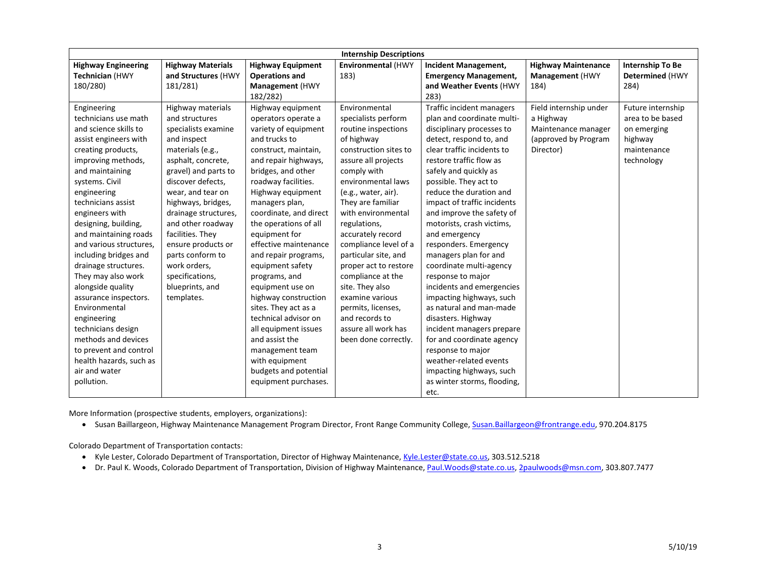| Internship Descriptions | | | | | | |
|---|---|---|---|---|---|---|
| **Highway Engineering Technician** (HWY 180/280) | **Highway Materials and Structures** (HWY 181/281) | **Highway Equipment Operations and Management** (HWY 182/282) | **Environmental** (HWY 183) | **Incident Management, Emergency Management, and Weather Events** (HWY 283) | **Highway Maintenance Management** (HWY 184) | **Internship To Be Determined** (HWY 284) |
| Engineering technicians use math and science skills to assist engineers with creating products, improving methods, and maintaining systems. Civil engineering technicians assist engineers with designing, building, and maintaining roads and various structures, including bridges and drainage structures. They may also work alongside quality assurance inspectors. Environmental engineering technicians design methods and devices to prevent and control health hazards, such as air and water pollution. | Highway materials and structures specialists examine and inspect materials (e.g., asphalt, concrete, gravel) and parts to discover defects, wear, and tear on highways, bridges, drainage structures, and other roadway facilities. They ensure products or parts conform to work orders, specifications, blueprints, and templates. | Highway equipment operators operate a variety of equipment and trucks to construct, maintain, and repair highways, bridges, and other roadway facilities. Highway equipment managers plan, coordinate, and direct the operations of all equipment for effective maintenance and repair programs, equipment safety programs, and equipment use on highway construction sites. They act as a technical advisor on all equipment issues and assist the management team with equipment budgets and potential equipment purchases. | Environmental specialists perform routine inspections of highway construction sites to assure all projects comply with environmental laws (e.g., water, air). They are familiar with environmental regulations, accurately record compliance level of a particular site, and proper act to restore compliance at the site. They also examine various permits, licenses, and records to assure all work has been done correctly. | Traffic incident managers plan and coordinate multi-disciplinary processes to detect, respond to, and clear traffic incidents to restore traffic flow as safely and quickly as possible. They act to reduce the duration and impact of traffic incidents and improve the safety of motorists, crash victims, and emergency responders. Emergency managers plan for and coordinate multi-agency response to major incidents and emergencies impacting highways, such as natural and man-made disasters. Highway incident managers prepare for and coordinate agency response to major weather-related events impacting highways, such as winter storms, flooding, etc. | Field internship under a Highway Maintenance manager (approved by Program Director) | Future internship area to be based on emerging highway maintenance technology |

More Information (prospective students, employers, organizations):

- Susan Baillargeon, Highway Maintenance Management Program Director, Front Range Community College, Susan.Baillargeon@frontrange.edu, 970.204.8175

Colorado Department of Transportation contacts:

- Kyle Lester, Colorado Department of Transportation, Director of Highway Maintenance, Kyle.Lester@state.co.us, 303.512.5218
- Dr. Paul K. Woods, Colorado Department of Transportation, Division of Highway Maintenance, Paul.Woods@state.co.us, 2paulwoods@msn.com, 303.807.7477

5/10/19